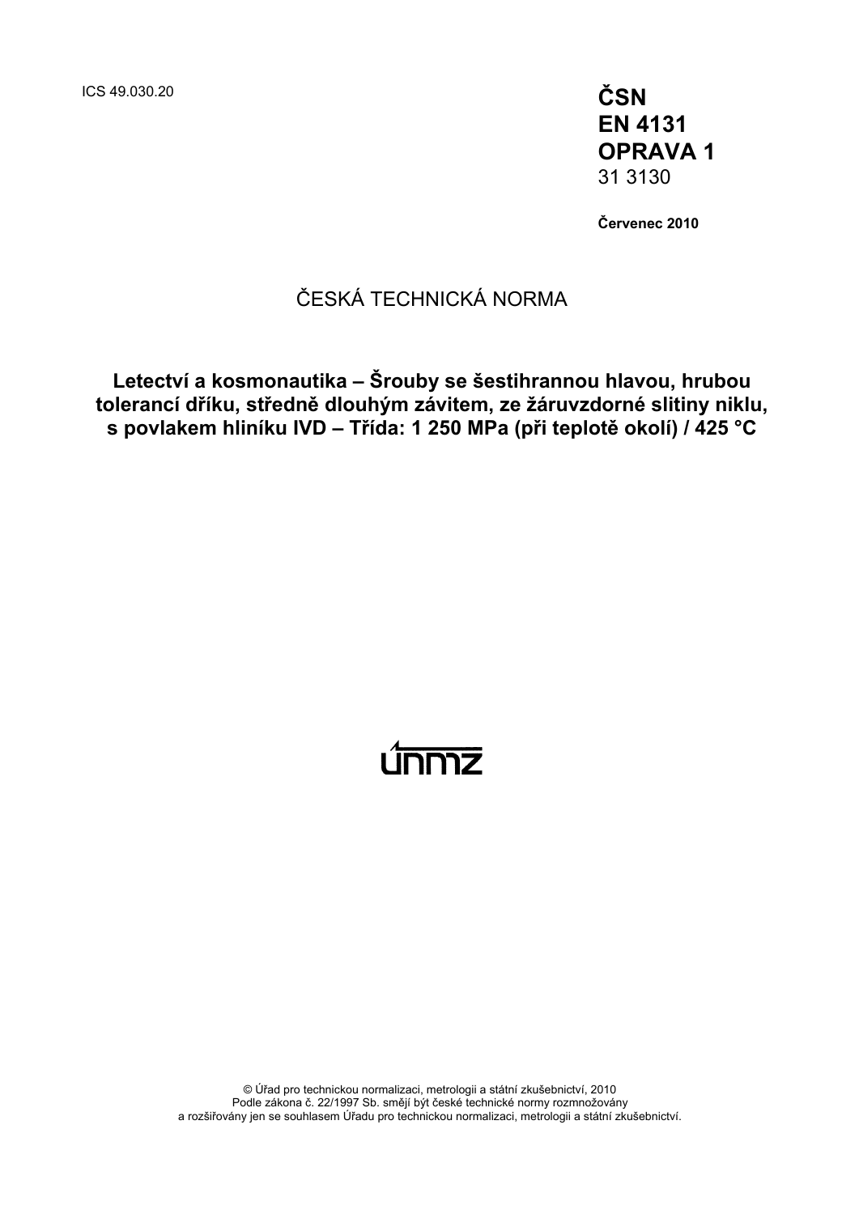ICS 49.030.20

**ČSN**
**EN 4131**
**OPRAVA 1**
31 3130

**Červenec 2010**

ČESKÁ TECHNICKÁ NORMA

# Letectví a kosmonautika – Šrouby se šestihrannou hlavou, hrubou tolerancí dříku, středně dlouhým závitem, ze žáruvzdorné slitiny niklu, s povlakem hliníku IVD – Třída: 1 250 MPa (při teplotě okolí) / 425 °C

únmz

© Úřad pro technickou normalizaci, metrologii a státní zkušebnictví, 2010
Podle zákona č. 22/1997 Sb. smějí být české technické normy rozmnožovány a rozšiřovány jen se souhlasem Úřadu pro technickou normalizaci, metrologii a státní zkušebnictví.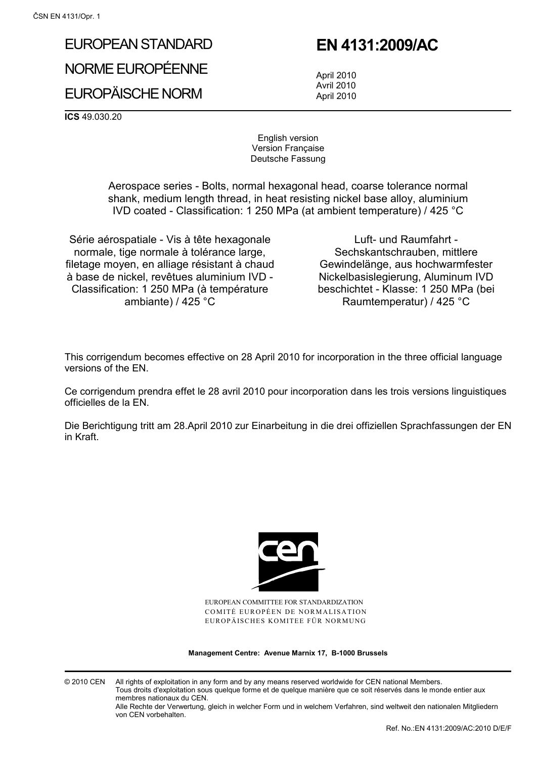# EUROPEAN STANDARD

# NORME EUROPÉENNE

# EUROPÄISCHE NORM

# EN 4131:2009/AC

April 2010
Avril 2010
April 2010

**ICS** 49.030.20

English version
Version Française
Deutsche Fassung

Aerospace series - Bolts, normal hexagonal head, coarse tolerance normal shank, medium length thread, in heat resisting nickel base alloy, aluminium IVD coated - Classification: 1 250 MPa (at ambient temperature) / 425 °C

Série aérospatiale - Vis à tête hexagonale normale, tige normale à tolérance large, filetage moyen, en alliage résistant à chaud à base de nickel, revêtues aluminium IVD - Classification: 1 250 MPa (à température ambiante) / 425 °C

Luft- und Raumfahrt - Sechskantschrauben, mittlere Gewindelänge, aus hochwarmfester Nickelbasislegierung, Aluminum IVD beschichtet - Klasse: 1 250 MPa (bei Raumtemperatur) / 425 °C

This corrigendum becomes effective on 28 April 2010 for incorporation in the three official language versions of the EN.

Ce corrigendum prendra effet le 28 avril 2010 pour incorporation dans les trois versions linguistiques officielles de la EN.

Die Berichtigung tritt am 28.April 2010 zur Einarbeitung in die drei offiziellen Sprachfassungen der EN in Kraft.

EUROPEAN COMMITTEE FOR STANDARDIZATION
COMITÉ EUROPÉEN DE NORMALISATION
EUROPÄISCHES KOMITEE FÜR NORMUNG

**Management Centre: Avenue Marnix 17, B-1000 Brussels**

© 2010 CEN All rights of exploitation in any form and by any means reserved worldwide for CEN national Members.
Tous droits d'exploitation sous quelque forme et de quelque manière que ce soit réservés dans le monde entier aux membres nationaux du CEN.
Alle Rechte der Verwertung, gleich in welcher Form und in welchem Verfahren, sind weltweit den nationalen Mitgliedern von CEN vorbehalten.

Ref. No.:EN 4131:2009/AC:2010 D/E/F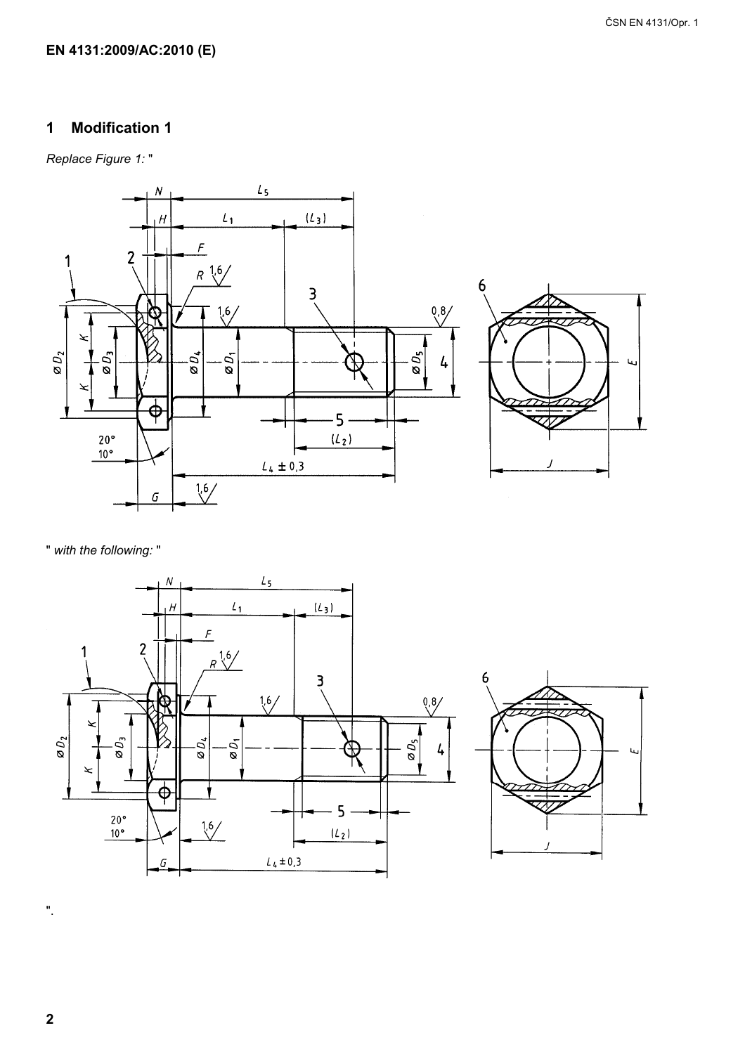EN 4131:2009/AC:2010 (E)

## 1 Modification 1

*Replace Figure 1:* "

N
$L_5$
H
$L_1$
($L_3$)
F
R 1,6
1
2
3
6
1,6
0,8
$\varnothing D_2$
K
K
$\varnothing D_3$
$\varnothing D_4$
$\varnothing D_1$
$\varnothing D_5$
4
E
5
($L_2$)
20°
10°
$L_4 \pm 0,3$
J
1,6
G

" *with the following:* "

N
$L_5$
H
$L_1$
($L_3$)
F
R 1,6
1
2
3
6
1,6
0,8
$\varnothing D_2$
K
K
$\varnothing D_3$
$\varnothing D_4$
$\varnothing D_1$
$\varnothing D_5$
4
E
5
20°
10°
1,6
($L_2$)
J
G
$L_4 \pm 0,3$

".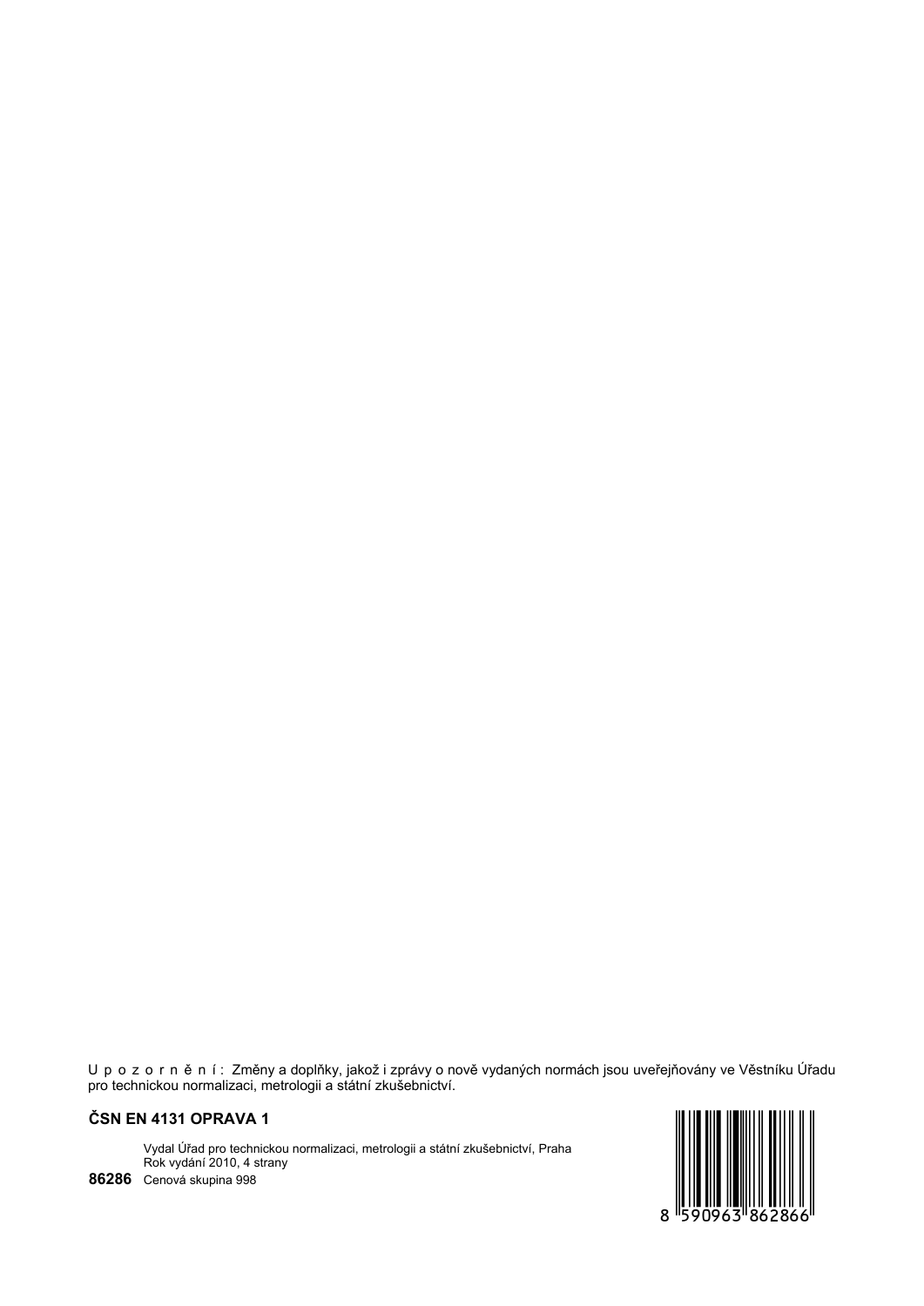U p o z o r n ě n í : Změny a doplňky, jakož i zprávy o nově vydaných normách jsou uveřejňovány ve Věstníku Úřadu pro technickou normalizaci, metrologii a státní zkušebnictví.

**ČSN EN 4131 OPRAVA 1**

Vydal Úřad pro technickou normalizaci, metrologii a státní zkušebnictví, Praha
Rok vydání 2010, 4 strany

**86286** Cenová skupina 998

8 590963 862866